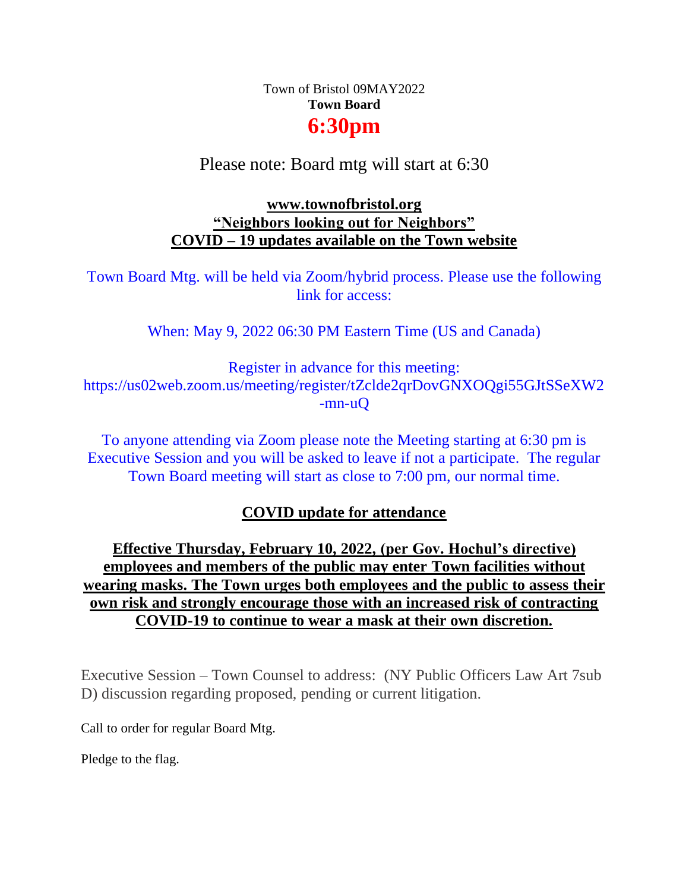Town of Bristol 09MAY2022

**Town Board**

# 6:30pm

Please note: Board mtg will start at 6:30

**www.townofbristol.org**

**"Neighbors looking out for Neighbors"**

**COVID – 19 updates available on the Town website**

Town Board Mtg. will be held via Zoom/hybrid process. Please use the following link for access:

When: May 9, 2022 06:30 PM Eastern Time (US and Canada)

Register in advance for this meeting:
https://us02web.zoom.us/meeting/register/tZclde2qrDovGNXOQgi55GJtSSeXW2-mn-uQ

To anyone attending via Zoom please note the Meeting starting at 6:30 pm is Executive Session and you will be asked to leave if not a participate. The regular Town Board meeting will start as close to 7:00 pm, our normal time.

**COVID update for attendance**

**Effective Thursday, February 10, 2022, (per Gov. Hochul's directive) employees and members of the public may enter Town facilities without wearing masks. The Town urges both employees and the public to assess their own risk and strongly encourage those with an increased risk of contracting COVID-19 to continue to wear a mask at their own discretion.**

Executive Session – Town Counsel to address: (NY Public Officers Law Art 7sub D) discussion regarding proposed, pending or current litigation.

Call to order for regular Board Mtg.

Pledge to the flag.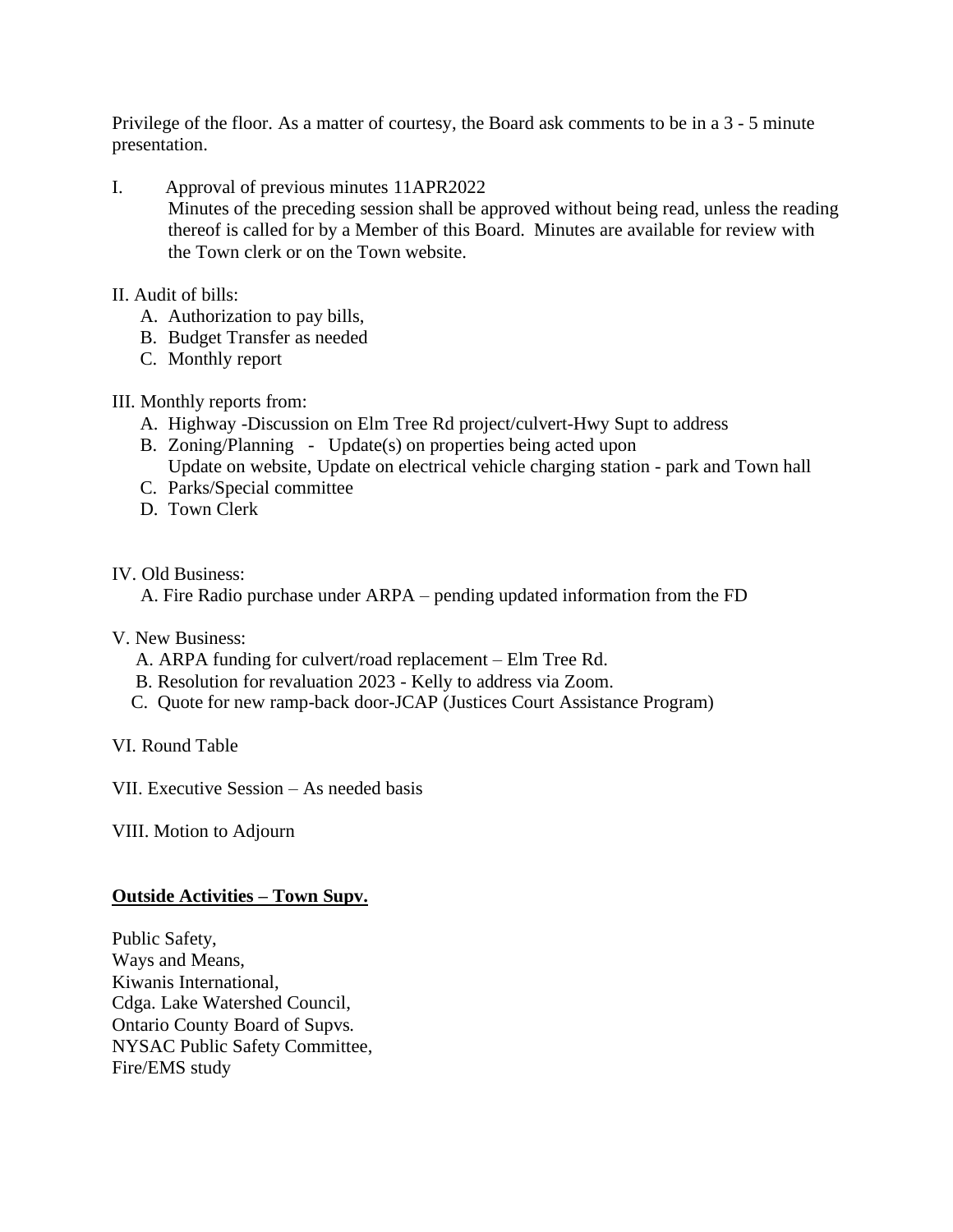Privilege of the floor. As a matter of courtesy, the Board ask comments to be in a 3 - 5 minute presentation.

I. Approval of previous minutes 11APR2022
   Minutes of the preceding session shall be approved without being read, unless the reading thereof is called for by a Member of this Board. Minutes are available for review with the Town clerk or on the Town website.

II. Audit of bills:
   A. Authorization to pay bills,
   B. Budget Transfer as needed
   C. Monthly report

III. Monthly reports from:
   A. Highway -Discussion on Elm Tree Rd project/culvert-Hwy Supt to address
   B. Zoning/Planning - Update(s) on properties being acted upon
      Update on website, Update on electrical vehicle charging station - park and Town hall
   C. Parks/Special committee
   D. Town Clerk

IV. Old Business:
   A. Fire Radio purchase under ARPA – pending updated information from the FD

V. New Business:
   A. ARPA funding for culvert/road replacement – Elm Tree Rd.
   B. Resolution for revaluation 2023 - Kelly to address via Zoom.
   C. Quote for new ramp-back door-JCAP (Justices Court Assistance Program)

VI. Round Table

VII. Executive Session – As needed basis

VIII. Motion to Adjourn

**Outside Activities – Town Supv.**

Public Safety,
Ways and Means,
Kiwanis International,
Cdga. Lake Watershed Council,
Ontario County Board of Supvs.
NYSAC Public Safety Committee,
Fire/EMS study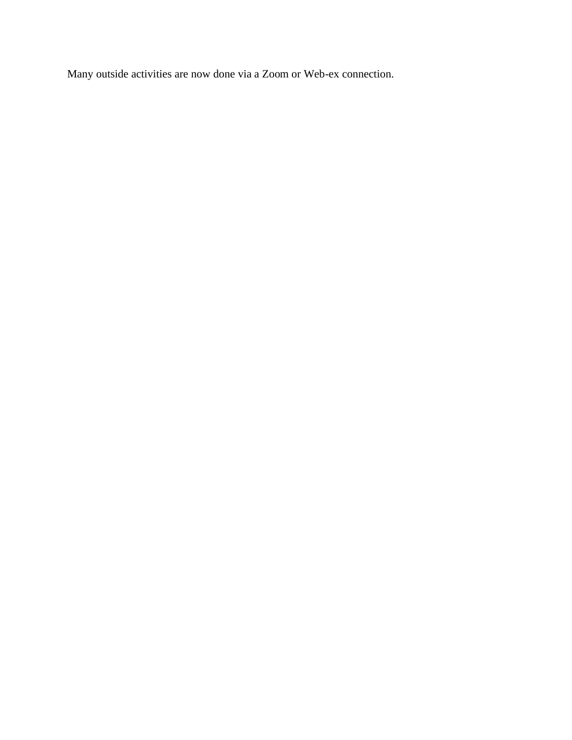Many outside activities are now done via a Zoom or Web-ex connection.